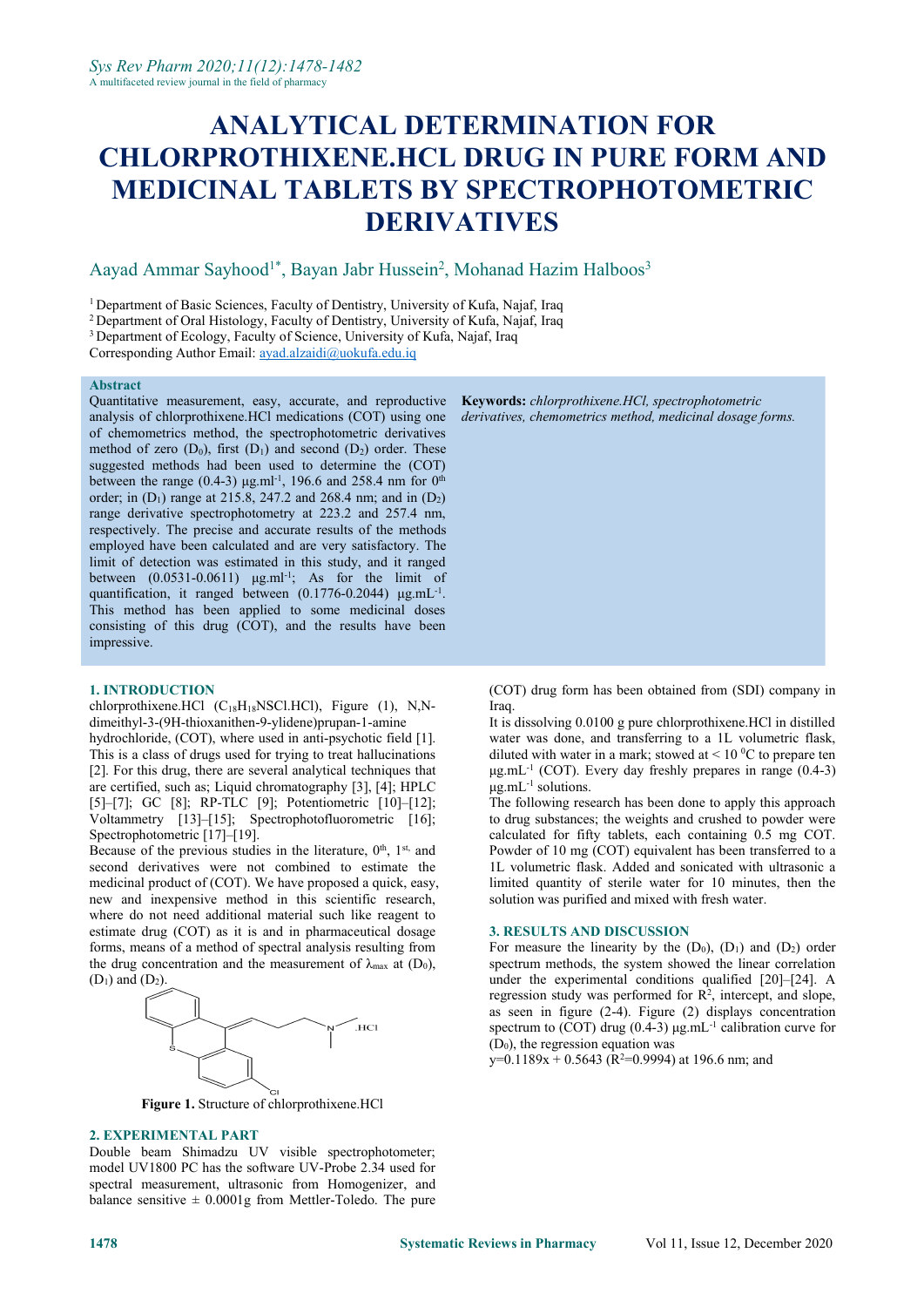# ANALYTICAL DETERMINATION FOR CHLORPROTHIXENE.HCL DRUG IN PURE FORM AND MEDICINAL TABLETS BY SPECTROPHOTOMETRIC DERIVATIVES

Aayad Ammar Sayhood[1*], Bayan Jabr Hussein[2], Mohanad Hazim Halboos[3]

[1] Department of Basic Sciences, Faculty of Dentistry, University of Kufa, Najaf, Iraq
[2] Department of Oral Histology, Faculty of Dentistry, University of Kufa, Najaf, Iraq
[3] Department of Ecology, Faculty of Science, University of Kufa, Najaf, Iraq
Corresponding Author Email: ayad.alzaidi@uokufa.edu.iq

## Abstract

Quantitative measurement, easy, accurate, and reproductive analysis of chlorprothixene.HCl medications (COT) using one of chemometrics method, the spectrophotometric derivatives method of zero ($D_0$), first ($D_1$) and second ($D_2$) order. These suggested methods had been used to determine the (COT) between the range (0.4-3) μg.ml$^{-1}$, 196.6 and 258.4 nm for 0$^{th}$ order; in ($D_1$) range at 215.8, 247.2 and 268.4 nm; and in ($D_2$) range derivative spectrophotometry at 223.2 and 257.4 nm, respectively. The precise and accurate results of the methods employed have been calculated and are very satisfactory. The limit of detection was estimated in this study, and it ranged between (0.0531-0.0611) μg.ml$^{-1}$; As for the limit of quantification, it ranged between (0.1776-0.2044) μg.mL$^{-1}$. This method has been applied to some medicinal doses consisting of this drug (COT), and the results have been impressive.

**Keywords:** *chlorprothixene.HCl, spectrophotometric derivatives, chemometrics method, medicinal dosage forms.*

## 1. INTRODUCTION

chlorprothixene.HCl ($C_{18}H_{18}NSCl.HCl$), Figure (1), N,N-dimeithyl-3-(9H-thioxanithen-9-ylidene)prupan-1-amine hydrochloride, (COT), where used in anti-psychotic field [1]. This is a class of drugs used for trying to treat hallucinations [2]. For this drug, there are several analytical techniques that are certified, such as; Liquid chromatography [3], [4]; HPLC [5]–[7]; GC [8]; RP-TLC [9]; Potentiometric [10]–[12]; Voltammetry [13]–[15]; Spectrophotofluorometric [16]; Spectrophotometric [17]–[19].

Because of the previous studies in the literature, 0$^{th}$, 1$^{st,}$ and second derivatives were not combined to estimate the medicinal product of (COT). We have proposed a quick, easy, new and inexpensive method in this scientific research, where do not need additional material such like reagent to estimate drug (COT) as it is and in pharmaceutical dosage forms, means of a method of spectral analysis resulting from the drug concentration and the measurement of $\lambda_{max}$ at ($D_0$), ($D_1$) and ($D_2$).

Figure 1. Structure of chlorprothixene.HCl

## 2. EXPERIMENTAL PART

Double beam Shimadzu UV visible spectrophotometer; model UV1800 PC has the software UV-Probe 2.34 used for spectral measurement, ultrasonic from Homogenizer, and balance sensitive ± 0.0001g from Mettler-Toledo. The pure (COT) drug form has been obtained from (SDI) company in Iraq.

It is dissolving 0.0100 g pure chlorprothixene.HCl in distilled water was done, and transferring to a 1L volumetric flask, diluted with water in a mark; stowed at < 10 $^0$C to prepare ten μg.mL$^{-1}$ (COT). Every day freshly prepares in range (0.4-3) μg.mL$^{-1}$ solutions.

The following research has been done to apply this approach to drug substances; the weights and crushed to powder were calculated for fifty tablets, each containing 0.5 mg COT. Powder of 10 mg (COT) equivalent has been transferred to a 1L volumetric flask. Added and sonicated with ultrasonic a limited quantity of sterile water for 10 minutes, then the solution was purified and mixed with fresh water.

## 3. RESULTS AND DISCUSSION

For measure the linearity by the ($D_0$), ($D_1$) and ($D_2$) order spectrum methods, the system showed the linear correlation under the experimental conditions qualified [20]–[24]. A regression study was performed for $R^2$, intercept, and slope, as seen in figure (2-4). Figure (2) displays concentration spectrum to (COT) drug (0.4-3) μg.mL$^{-1}$ calibration curve for ($D_0$), the regression equation was

$y=0.1189x + 0.5643$ ($R^2$=0.9994) at 196.6 nm; and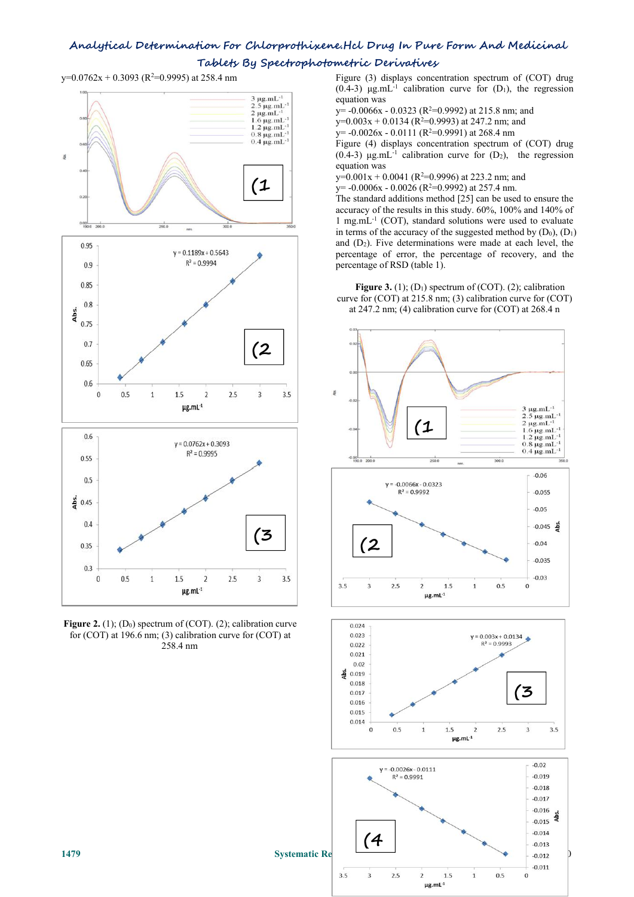y=0.0762x + 0.3093 ($R^2$=0.9995) at 258.4 nm

**Figure 2.** (1); ($D_0$) spectrum of (COT). (2); calibration curve for (COT) at 196.6 nm; (3) calibration curve for (COT) at 258.4 nm

Figure (3) displays concentration spectrum of (COT) drug (0.4-3) $\mu g.mL^{-1}$ calibration curve for ($D_1$), the regression equation was

y= -0.0066x - 0.0323 ($R^2$=0.9992) at 215.8 nm; and

y=0.003x + 0.0134 ($R^2$=0.9993) at 247.2 nm; and

y= -0.0026x - 0.0111 ($R^2$=0.9991) at 268.4 nm

Figure (4) displays concentration spectrum of (COT) drug (0.4-3) $\mu g.mL^{-1}$ calibration curve for ($D_2$), the regression equation was

y=0.001x + 0.0041 ($R^2$=0.9996) at 223.2 nm; and

y= -0.0006x - 0.0026 ($R^2$=0.9992) at 257.4 nm.

The standard additions method [25] can be used to ensure the accuracy of the results in this study. 60%, 100% and 140% of 1 $mg.mL^{-1}$ (COT), standard solutions were used to evaluate in terms of the accuracy of the suggested method by ($D_0$), ($D_1$) and ($D_2$). Five determinations were made at each level, the percentage of error, the percentage of recovery, and the percentage of RSD (table 1).

**Figure 3.** (1); ($D_1$) spectrum of (COT). (2); calibration curve for (COT) at 215.8 nm; (3) calibration curve for (COT) at 247.2 nm; (4) calibration curve for (COT) at 268.4 n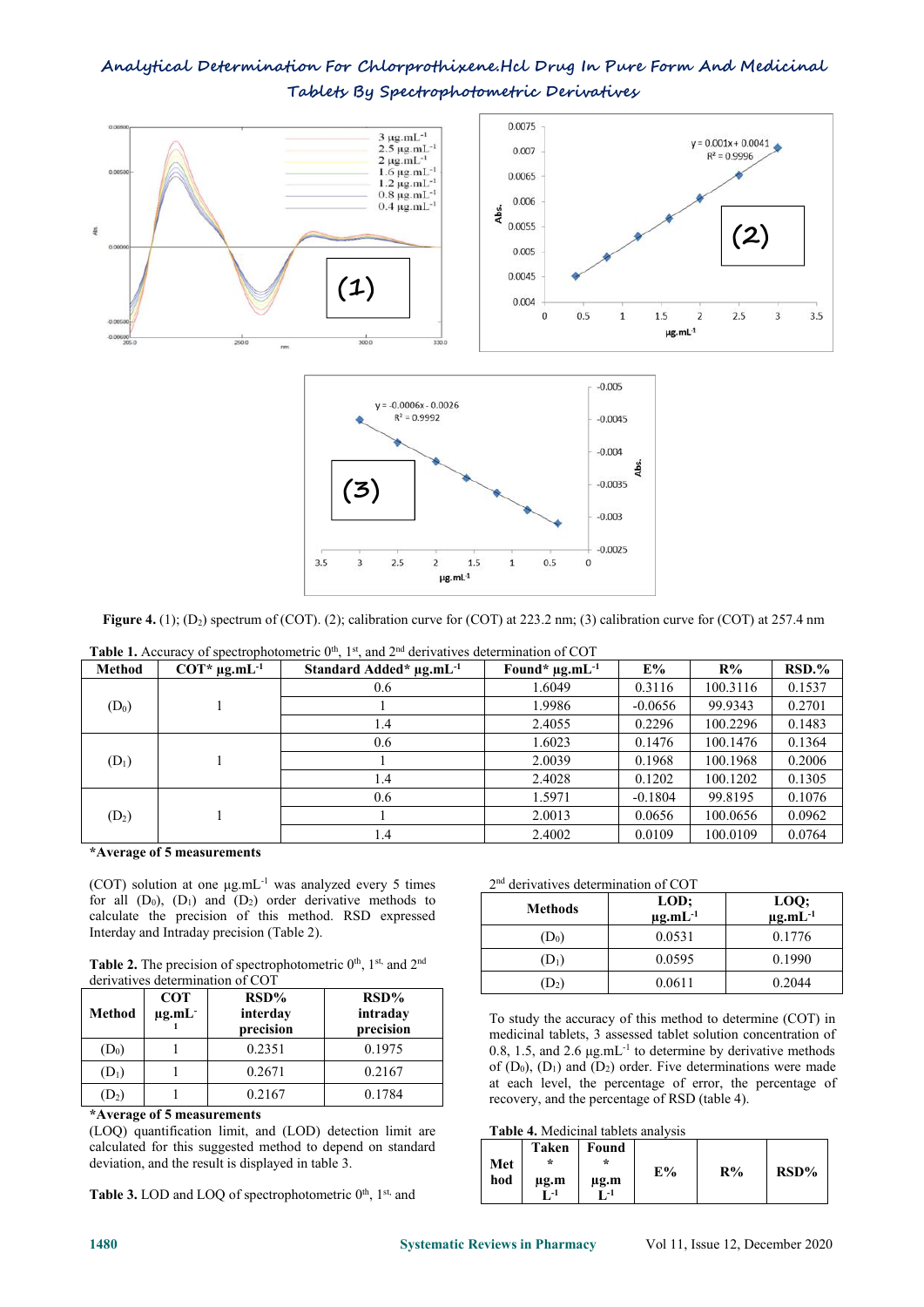Figure 4. (1); ($D_2$) spectrum of (COT). (2); calibration curve for (COT) at 223.2 nm; (3) calibration curve for (COT) at 257.4 nm

Table 1. Accuracy of spectrophotometric 0th, 1st, and 2nd derivatives determination of COT

| Method | COT* µg.mL$^{-1}$ | Standard Added* µg.mL$^{-1}$ | Found* µg.mL$^{-1}$ | E% | R% | RSD.% |
|---|---|---|---|---|---|---|
| ($D_0$) | 1 | 0.6 | 1.6049 | 0.3116 | 100.3116 | 0.1537 |
| | | 1 | 1.9986 | -0.0656 | 99.9343 | 0.2701 |
| | | 1.4 | 2.4055 | 0.2296 | 100.2296 | 0.1483 |
| ($D_1$) | 1 | 0.6 | 1.6023 | 0.1476 | 100.1476 | 0.1364 |
| | | 1 | 2.0039 | 0.1968 | 100.1968 | 0.2006 |
| | | 1.4 | 2.4028 | 0.1202 | 100.1202 | 0.1305 |
| ($D_2$) | 1 | 0.6 | 1.5971 | -0.1804 | 99.8195 | 0.1076 |
| | | 1 | 2.0013 | 0.0656 | 100.0656 | 0.0962 |
| | | 1.4 | 2.4002 | 0.0109 | 100.0109 | 0.0764 |

**\*Average of 5 measurements**

(COT) solution at one µg.mL$^{-1}$ was analyzed every 5 times for all ($D_0$), ($D_1$) and ($D_2$) order derivative methods to calculate the precision of this method. RSD expressed Interday and Intraday precision (Table 2).

Table 2. The precision of spectrophotometric 0th, 1st, and 2nd derivatives determination of COT

| Method | COT µg.mL$^{-1}$ | RSD% interday precision | RSD% intraday precision |
|---|---|---|---|
| ($D_0$) | 1 | 0.2351 | 0.1975 |
| ($D_1$) | 1 | 0.2671 | 0.2167 |
| ($D_2$) | 1 | 0.2167 | 0.1784 |

**\*Average of 5 measurements**

(LOQ) quantification limit, and (LOD) detection limit are calculated for this suggested method to depend on standard deviation, and the result is displayed in table 3.

Table 3. LOD and LOQ of spectrophotometric 0th, 1st, and 2nd derivatives determination of COT

| Methods | LOD; µg.mL$^{-1}$ | LOQ; µg.mL$^{-1}$ |
|---|---|---|
| ($D_0$) | 0.0531 | 0.1776 |
| ($D_1$) | 0.0595 | 0.1990 |
| ($D_2$) | 0.0611 | 0.2044 |

To study the accuracy of this method to determine (COT) in medicinal tablets, 3 assessed tablet solution concentration of 0.8, 1.5, and 2.6 µg.mL$^{-1}$ to determine by derivative methods of ($D_0$), ($D_1$) and ($D_2$) order. Five determinations were made at each level, the percentage of error, the percentage of recovery, and the percentage of RSD (table 4).

Table 4. Medicinal tablets analysis

| Method | Taken * µg.mL$^{-1}$ | Found * µg.mL$^{-1}$ | E% | R% | RSD% |
|---|---|---|---|---|---|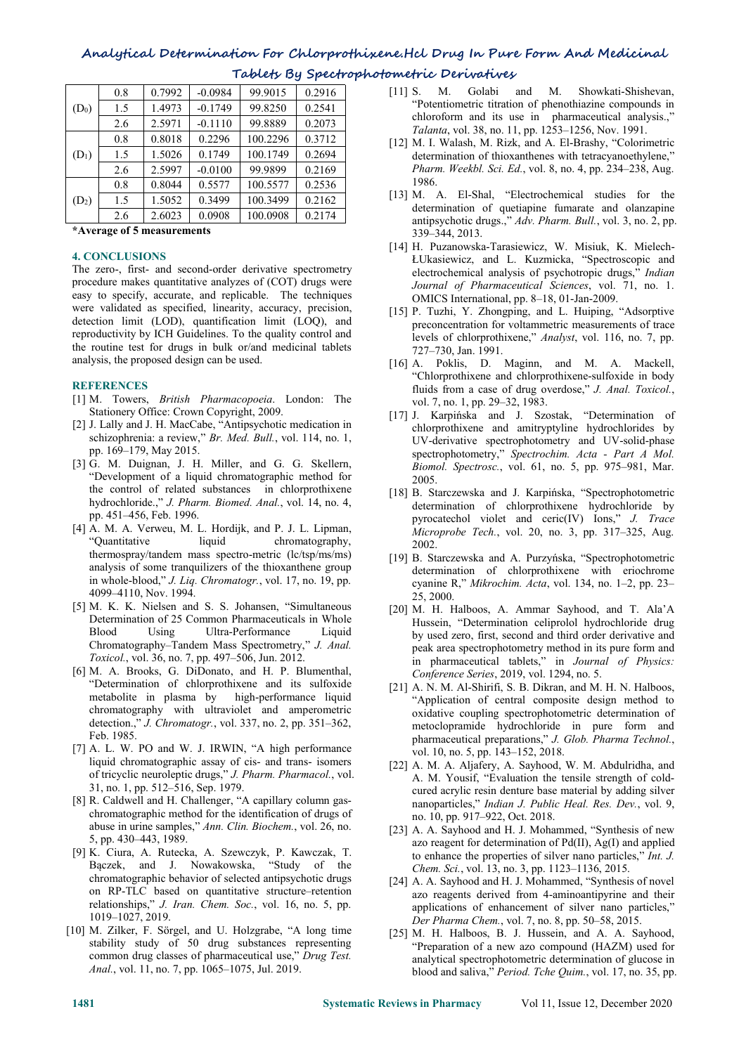| | 0.8 | 0.7992 | -0.0984 | 99.9015 | 0.2916 |
|---|---|---|---|---|---|
| ($D_0$) | 1.5 | 1.4973 | -0.1749 | 99.8250 | 0.2541 |
| | 2.6 | 2.5971 | -0.1110 | 99.8889 | 0.2073 |
| | 0.8 | 0.8018 | 0.2296 | 100.2296 | 0.3712 |
| ($D_1$) | 1.5 | 1.5026 | 0.1749 | 100.1749 | 0.2694 |
| | 2.6 | 2.5997 | -0.0100 | 99.9899 | 0.2169 |
| | 0.8 | 0.8044 | 0.5577 | 100.5577 | 0.2536 |
| ($D_2$) | 1.5 | 1.5052 | 0.3499 | 100.3499 | 0.2162 |
| | 2.6 | 2.6023 | 0.0908 | 100.0908 | 0.2174 |

**\*Average of 5 measurements**

## 4. CONCLUSIONS

The zero-, first- and second-order derivative spectrometry procedure makes quantitative analyzes of (COT) drugs were easy to specify, accurate, and replicable. The techniques were validated as specified, linearity, accuracy, precision, detection limit (LOD), quantification limit (LOQ), and reproductivity by ICH Guidelines. To the quality control and the routine test for drugs in bulk or/and medicinal tablets analysis, the proposed design can be used.

## REFERENCES

[1] M. Towers, *British Pharmacopoeia*. London: The Stationery Office: Crown Copyright, 2009.

[2] J. Lally and J. H. MacCabe, "Antipsychotic medication in schizophrenia: a review," *Br. Med. Bull.*, vol. 114, no. 1, pp. 169–179, May 2015.

[3] G. M. Duignan, J. H. Miller, and G. G. Skellern, "Development of a liquid chromatographic method for the control of related substances in chlorprothixene hydrochloride.," *J. Pharm. Biomed. Anal.*, vol. 14, no. 4, pp. 451–456, Feb. 1996.

[4] A. M. A. Verweu, M. L. Hordijk, and P. J. L. Lipman, "Quantitative liquid chromatography, thermospray/tandem mass spectro-metric (lc/tsp/ms/ms) analysis of some tranquilizers of the thioxanthene group in whole-blood," *J. Liq. Chromatogr.*, vol. 17, no. 19, pp. 4099–4110, Nov. 1994.

[5] M. K. K. Nielsen and S. S. Johansen, "Simultaneous Determination of 25 Common Pharmaceuticals in Whole Blood Using Ultra-Performance Liquid Chromatography–Tandem Mass Spectrometry," *J. Anal. Toxicol.*, vol. 36, no. 7, pp. 497–506, Jun. 2012.

[6] M. A. Brooks, G. DiDonato, and H. P. Blumenthal, "Determination of chlorprothixene and its sulfoxide metabolite in plasma by high-performance liquid chromatography with ultraviolet and amperometric detection.," *J. Chromatogr.*, vol. 337, no. 2, pp. 351–362, Feb. 1985.

[7] A. L. W. PO and W. J. IRWIN, "A high performance liquid chromatographic assay of cis- and trans- isomers of tricyclic neuroleptic drugs," *J. Pharm. Pharmacol.*, vol. 31, no. 1, pp. 512–516, Sep. 1979.

[8] R. Caldwell and H. Challenger, "A capillary column gas-chromatographic method for the identification of drugs of abuse in urine samples," *Ann. Clin. Biochem.*, vol. 26, no. 5, pp. 430–443, 1989.

[9] K. Ciura, A. Rutecka, A. Szewczyk, P. Kawczak, T. Bączek, and J. Nowakowska, "Study of the chromatographic behavior of selected antipsychotic drugs on RP-TLC based on quantitative structure–retention relationships," *J. Iran. Chem. Soc.*, vol. 16, no. 5, pp. 1019–1027, 2019.

[10] M. Zilker, F. Sörgel, and U. Holzgrabe, "A long time stability study of 50 drug substances representing common drug classes of pharmaceutical use," *Drug Test. Anal.*, vol. 11, no. 7, pp. 1065–1075, Jul. 2019.

[11] S. M. Golabi and M. Showkati-Shishevan, "Potentiometric titration of phenothiazine compounds in chloroform and its use in pharmaceutical analysis.," *Talanta*, vol. 38, no. 11, pp. 1253–1256, Nov. 1991.

[12] M. I. Walash, M. Rizk, and A. El-Brashy, "Colorimetric determination of thioxanthenes with tetracyanoethylene," *Pharm. Weekbl. Sci. Ed.*, vol. 8, no. 4, pp. 234–238, Aug. 1986.

[13] M. A. El-Shal, "Electrochemical studies for the determination of quetiapine fumarate and olanzapine antipsychotic drugs.," *Adv. Pharm. Bull.*, vol. 3, no. 2, pp. 339–344, 2013.

[14] H. Puzanowska-Tarasiewicz, W. Misiuk, K. Mielech-Łukasiewicz, and L. Kuzmicka, "Spectroscopic and electrochemical analysis of psychotropic drugs," *Indian Journal of Pharmaceutical Sciences*, vol. 71, no. 1. OMICS International, pp. 8–18, 01-Jan-2009.

[15] P. Tuzhi, Y. Zhongping, and L. Huiping, "Adsorptive preconcentration for voltammetric measurements of trace levels of chlorprothixene," *Analyst*, vol. 116, no. 7, pp. 727–730, Jan. 1991.

[16] A. Poklis, D. Maginn, and M. A. Mackell, "Chlorprothixene and chlorprothixene-sulfoxide in body fluids from a case of drug overdose," *J. Anal. Toxicol.*, vol. 7, no. 1, pp. 29–32, 1983.

[17] J. Karpińska and J. Szostak, "Determination of chlorprothixene and amitryptyline hydrochlorides by UV-derivative spectrophotometry and UV-solid-phase spectrophotometry," *Spectrochim. Acta - Part A Mol. Biomol. Spectrosc.*, vol. 61, no. 5, pp. 975–981, Mar. 2005.

[18] B. Starczewska and J. Karpińska, "Spectrophotometric determination of chlorprothixene hydrochloride by pyrocatechol violet and ceric(IV) Ions," *J. Trace Microprobe Tech.*, vol. 20, no. 3, pp. 317–325, Aug. 2002.

[19] B. Starczewska and A. Purzyńska, "Spectrophotometric determination of chlorprothixene with eriochrome cyanine R," *Mikrochim. Acta*, vol. 134, no. 1–2, pp. 23–25, 2000.

[20] M. H. Halboos, A. Ammar Sayhood, and T. Ala'A Hussein, "Determination celiprolol hydrochloride drug by used zero, first, second and third order derivative and peak area spectrophotometry method in its pure form and in pharmaceutical tablets," in *Journal of Physics: Conference Series*, 2019, vol. 1294, no. 5.

[21] A. N. M. Al-Shirifi, S. B. Dikran, and M. H. N. Halboos, "Application of central composite design method to oxidative coupling spectrophotometric determination of metoclopramide hydrochloride in pure form and pharmaceutical preparations," *J. Glob. Pharma Technol.*, vol. 10, no. 5, pp. 143–152, 2018.

[22] A. M. A. Aljafery, A. Sayhood, W. M. Abdulridha, and A. M. Yousif, "Evaluation the tensile strength of cold-cured acrylic resin denture base material by adding silver nanoparticles," *Indian J. Public Heal. Res. Dev.*, vol. 9, no. 10, pp. 917–922, Oct. 2018.

[23] A. A. Sayhood and H. J. Mohammed, "Synthesis of new azo reagent for determination of Pd(II), Ag(I) and applied to enhance the properties of silver nano particles," *Int. J. Chem. Sci.*, vol. 13, no. 3, pp. 1123–1136, 2015.

[24] A. A. Sayhood and H. J. Mohammed, "Synthesis of novel azo reagents derived from 4-aminoantipyrine and their applications of enhancement of silver nano particles," *Der Pharma Chem.*, vol. 7, no. 8, pp. 50–58, 2015.

[25] M. H. Halboos, B. J. Hussein, and A. A. Sayhood, "Preparation of a new azo compound (HAZM) used for analytical spectrophotometric determination of glucose in blood and saliva," *Period. Tche Quim.*, vol. 17, no. 35, pp.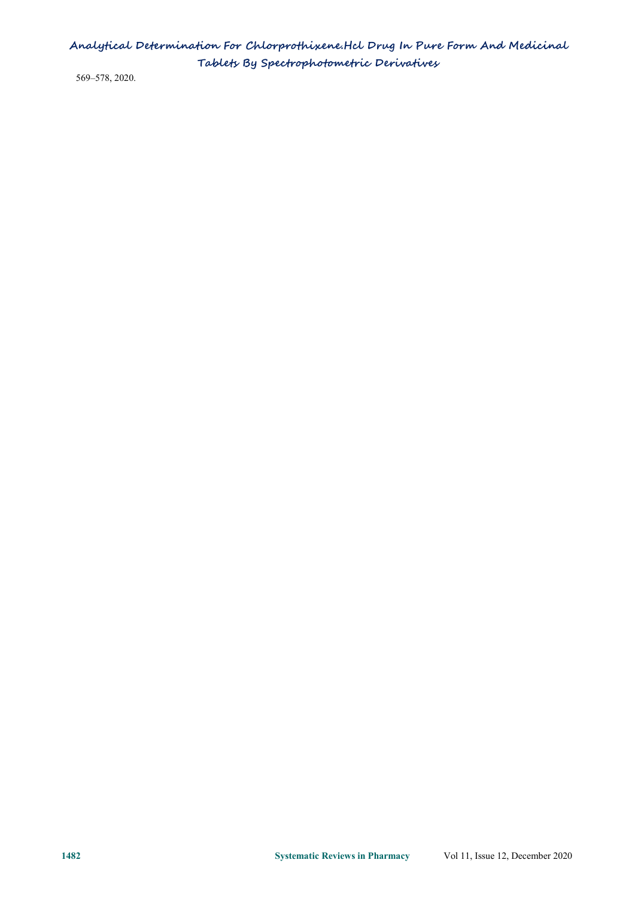569–578, 2020.